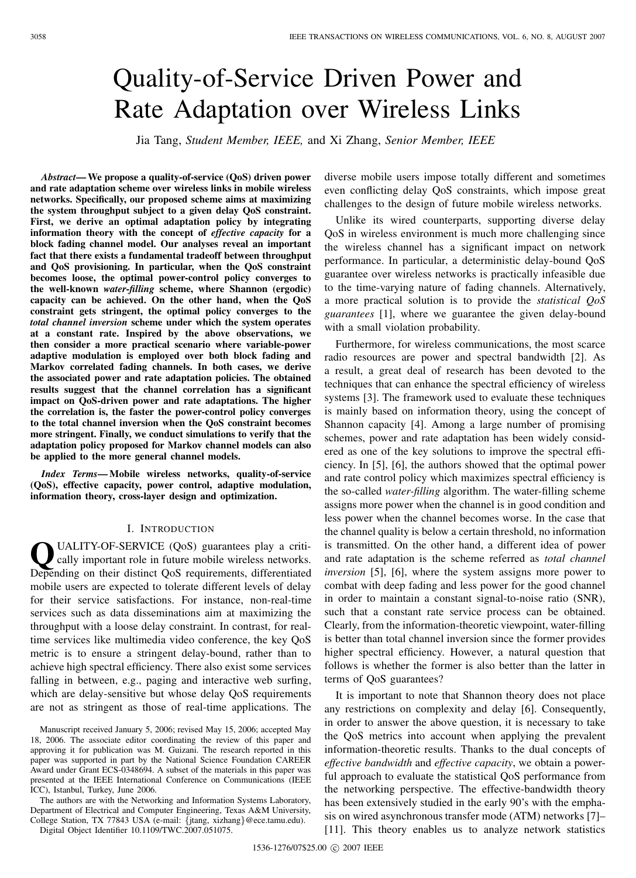# Quality-of-Service Driven Power and Rate Adaptation over Wireless Links

Jia Tang, *Student Member, IEEE,* and Xi Zhang, *Senior Member, IEEE*

***Abstract*— We propose a quality-of-service (QoS) driven power and rate adaptation scheme over wireless links in mobile wireless networks. Specifically, our proposed scheme aims at maximizing the system throughput subject to a given delay QoS constraint. First, we derive an optimal adaptation policy by integrating information theory with the concept of *effective capacity* for a block fading channel model. Our analyses reveal an important fact that there exists a fundamental tradeoff between throughput and QoS provisioning. In particular, when the QoS constraint becomes loose, the optimal power-control policy converges to the well-known *water-filling* scheme, where Shannon (ergodic) capacity can be achieved. On the other hand, when the QoS constraint gets stringent, the optimal policy converges to the *total channel inversion* scheme under which the system operates at a constant rate. Inspired by the above observations, we then consider a more practical scenario where variable-power adaptive modulation is employed over both block fading and Markov correlated fading channels. In both cases, we derive the associated power and rate adaptation policies. The obtained results suggest that the channel correlation has a significant impact on QoS-driven power and rate adaptations. The higher the correlation is, the faster the power-control policy converges to the total channel inversion when the QoS constraint becomes more stringent. Finally, we conduct simulations to verify that the adaptation policy proposed for Markov channel models can also be applied to the more general channel models.**

***Index Terms*— Mobile wireless networks, quality-of-service (QoS), effective capacity, power control, adaptive modulation, information theory, cross-layer design and optimization.**

## I. Introduction

QUALITY-OF-SERVICE (QoS) guarantees play a critically important role in future mobile wireless networks. Depending on their distinct QoS requirements, differentiated mobile users are expected to tolerate different levels of delay for their service satisfactions. For instance, non-real-time services such as data disseminations aim at maximizing the throughput with a loose delay constraint. In contrast, for real-time services like multimedia video conference, the key QoS metric is to ensure a stringent delay-bound, rather than to achieve high spectral efficiency. There also exist some services falling in between, e.g., paging and interactive web surfing, which are delay-sensitive but whose delay QoS requirements are not as stringent as those of real-time applications. The diverse mobile users impose totally different and sometimes even conflicting delay QoS constraints, which impose great challenges to the design of future mobile wireless networks.

Unlike its wired counterparts, supporting diverse delay QoS in wireless environment is much more challenging since the wireless channel has a significant impact on network performance. In particular, a deterministic delay-bound QoS guarantee over wireless networks is practically infeasible due to the time-varying nature of fading channels. Alternatively, a more practical solution is to provide the *statistical QoS guarantees* [1], where we guarantee the given delay-bound with a small violation probability.

Furthermore, for wireless communications, the most scarce radio resources are power and spectral bandwidth [2]. As a result, a great deal of research has been devoted to the techniques that can enhance the spectral efficiency of wireless systems [3]. The framework used to evaluate these techniques is mainly based on information theory, using the concept of Shannon capacity [4]. Among a large number of promising schemes, power and rate adaptation has been widely considered as one of the key solutions to improve the spectral efficiency. In [5], [6], the authors showed that the optimal power and rate control policy which maximizes spectral efficiency is the so-called *water-filling* algorithm. The water-filling scheme assigns more power when the channel is in good condition and less power when the channel becomes worse. In the case that the channel quality is below a certain threshold, no information is transmitted. On the other hand, a different idea of power and rate adaptation is the scheme referred as *total channel inversion* [5], [6], where the system assigns more power to combat with deep fading and less power for the good channel in order to maintain a constant signal-to-noise ratio (SNR), such that a constant rate service process can be obtained. Clearly, from the information-theoretic viewpoint, water-filling is better than total channel inversion since the former provides higher spectral efficiency. However, a natural question that follows is whether the former is also better than the latter in terms of QoS guarantees?

It is important to note that Shannon theory does not place any restrictions on complexity and delay [6]. Consequently, in order to answer the above question, it is necessary to take the QoS metrics into account when applying the prevalent information-theoretic results. Thanks to the dual concepts of *effective bandwidth* and *effective capacity*, we obtain a powerful approach to evaluate the statistical QoS performance from the networking perspective. The effective-bandwidth theory has been extensively studied in the early 90's with the emphasis on wired asynchronous transfer mode (ATM) networks [7]–[11]. This theory enables us to analyze network statistics

Manuscript received January 5, 2006; revised May 15, 2006; accepted May 18, 2006. The associate editor coordinating the review of this paper and approving it for publication was M. Guizani. The research reported in this paper was supported in part by the National Science Foundation CAREER Award under Grant ECS-0348694. A subset of the materials in this paper was presented at the IEEE International Conference on Communications (IEEE ICC), Istanbul, Turkey, June 2006.

The authors are with the Networking and Information Systems Laboratory, Department of Electrical and Computer Engineering, Texas A&M University, College Station, TX 77843 USA (e-mail: {jtang, xizhang}@ece.tamu.edu).

Digital Object Identifier 10.1109/TWC.2007.051075.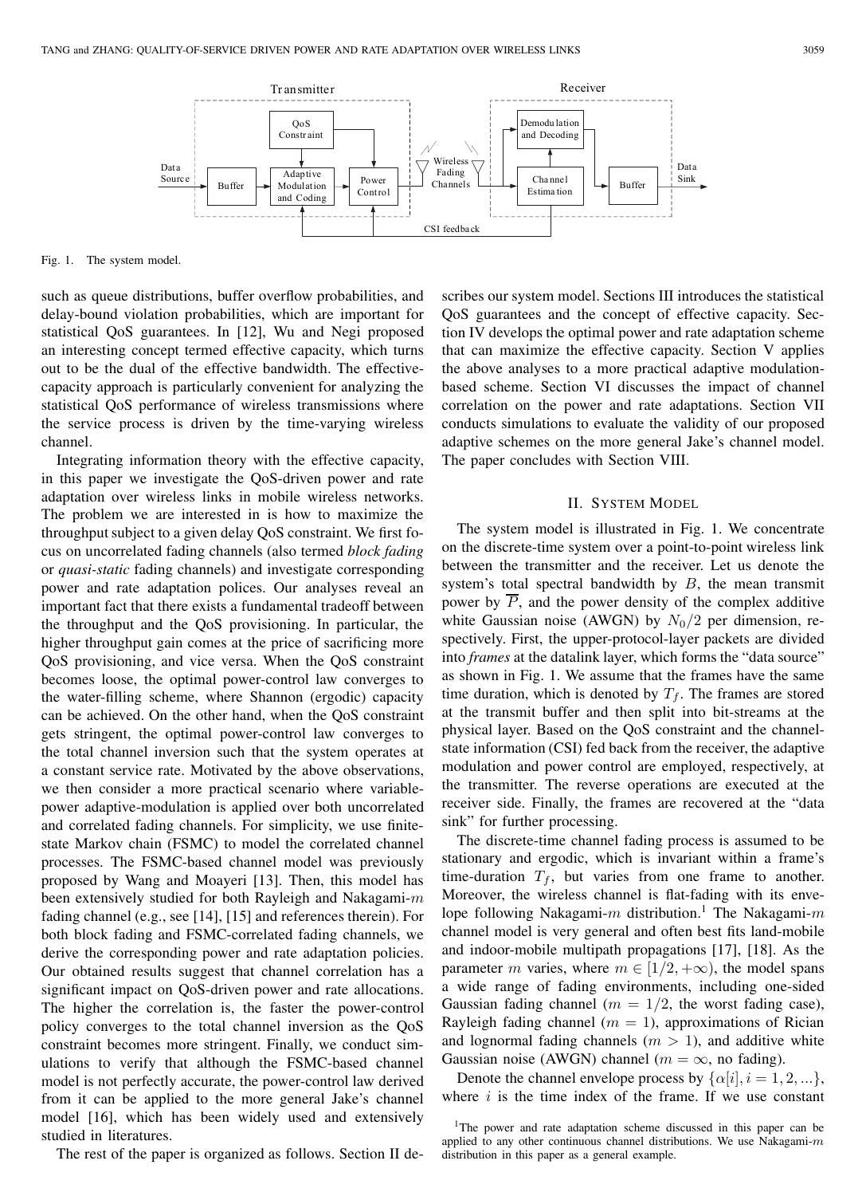Fig. 1. The system model.

such as queue distributions, buffer overflow probabilities, and delay-bound violation probabilities, which are important for statistical QoS guarantees. In [12], Wu and Negi proposed an interesting concept termed effective capacity, which turns out to be the dual of the effective bandwidth. The effective-capacity approach is particularly convenient for analyzing the statistical QoS performance of wireless transmissions where the service process is driven by the time-varying wireless channel.

Integrating information theory with the effective capacity, in this paper we investigate the QoS-driven power and rate adaptation over wireless links in mobile wireless networks. The problem we are interested in is how to maximize the throughput subject to a given delay QoS constraint. We first focus on uncorrelated fading channels (also termed *block fading* or *quasi-static* fading channels) and investigate corresponding power and rate adaptation polices. Our analyses reveal an important fact that there exists a fundamental tradeoff between the throughput and the QoS provisioning. In particular, the higher throughput gain comes at the price of sacrificing more QoS provisioning, and vice versa. When the QoS constraint becomes loose, the optimal power-control law converges to the water-filling scheme, where Shannon (ergodic) capacity can be achieved. On the other hand, when the QoS constraint gets stringent, the optimal power-control law converges to the total channel inversion such that the system operates at a constant service rate. Motivated by the above observations, we then consider a more practical scenario where variable-power adaptive-modulation is applied over both uncorrelated and correlated fading channels. For simplicity, we use finite-state Markov chain (FSMC) to model the correlated channel processes. The FSMC-based channel model was previously proposed by Wang and Moayeri [13]. Then, this model has been extensively studied for both Rayleigh and Nakagami-$m$ fading channel (e.g., see [14], [15] and references therein). For both block fading and FSMC-correlated fading channels, we derive the corresponding power and rate adaptation policies. Our obtained results suggest that channel correlation has a significant impact on QoS-driven power and rate allocations. The higher the correlation is, the faster the power-control policy converges to the total channel inversion as the QoS constraint becomes more stringent. Finally, we conduct simulations to verify that although the FSMC-based channel model is not perfectly accurate, the power-control law derived from it can be applied to the more general Jake's channel model [16], which has been widely used and extensively studied in literatures.

The rest of the paper is organized as follows. Section II describes our system model. Sections III introduces the statistical QoS guarantees and the concept of effective capacity. Section IV develops the optimal power and rate adaptation scheme that can maximize the effective capacity. Section V applies the above analyses to a more practical adaptive modulation-based scheme. Section VI discusses the impact of channel correlation on the power and rate adaptations. Section VII conducts simulations to evaluate the validity of our proposed adaptive schemes on the more general Jake's channel model. The paper concludes with Section VIII.

## II. System Model

The system model is illustrated in Fig. 1. We concentrate on the discrete-time system over a point-to-point wireless link between the transmitter and the receiver. Let us denote the system's total spectral bandwidth by $B$, the mean transmit power by $\overline{P}$, and the power density of the complex additive white Gaussian noise (AWGN) by $N_0/2$ per dimension, respectively. First, the upper-protocol-layer packets are divided into *frames* at the datalink layer, which forms the "data source" as shown in Fig. 1. We assume that the frames have the same time duration, which is denoted by $T_f$. The frames are stored at the transmit buffer and then split into bit-streams at the physical layer. Based on the QoS constraint and the channel-state information (CSI) fed back from the receiver, the adaptive modulation and power control are employed, respectively, at the transmitter. The reverse operations are executed at the receiver side. Finally, the frames are recovered at the "data sink" for further processing.

The discrete-time channel fading process is assumed to be stationary and ergodic, which is invariant within a frame's time-duration $T_f$, but varies from one frame to another. Moreover, the wireless channel is flat-fading with its envelope following Nakagami-$m$ distribution.[1] The Nakagami-$m$ channel model is very general and often best fits land-mobile and indoor-mobile multipath propagations [17], [18]. As the parameter $m$ varies, where $m \in [1/2, +\infty)$, the model spans a wide range of fading environments, including one-sided Gaussian fading channel ($m = 1/2$, the worst fading case), Rayleigh fading channel ($m = 1$), approximations of Rician and lognormal fading channels ($m > 1$), and additive white Gaussian noise (AWGN) channel ($m = \infty$, no fading).

Denote the channel envelope process by $\{\alpha[i], i = 1, 2, ...\}$, where $i$ is the time index of the frame. If we use constant

[1] The power and rate adaptation scheme discussed in this paper can be applied to any other continuous channel distributions. We use Nakagami-$m$ distribution in this paper as a general example.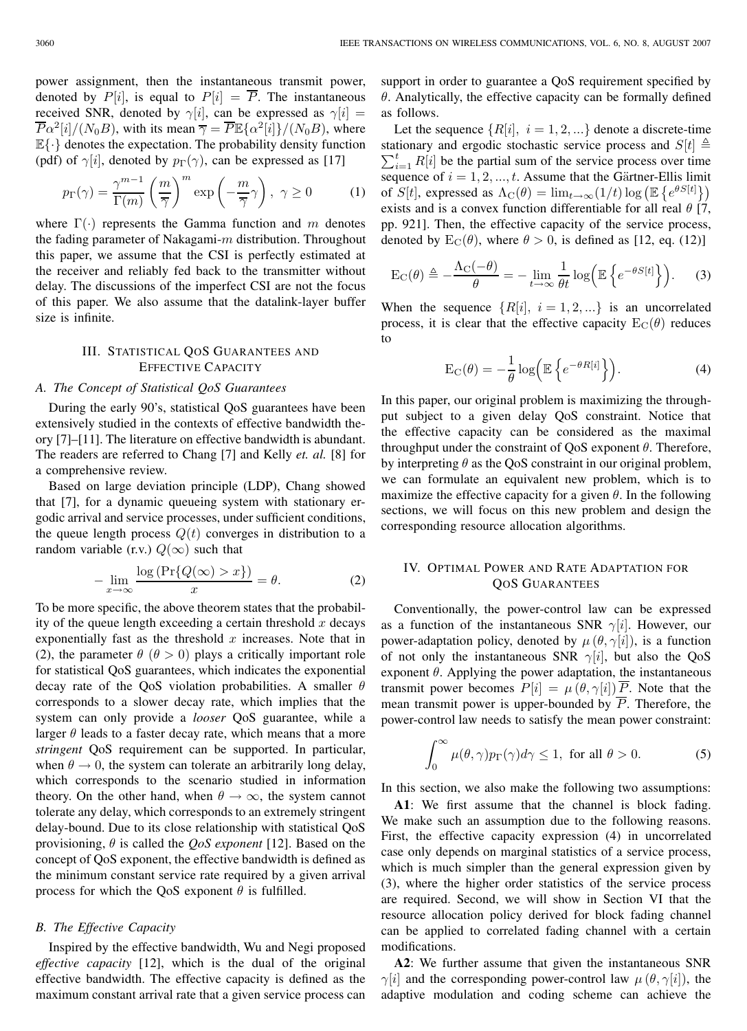power assignment, then the instantaneous transmit power, denoted by $P[i]$, is equal to $P[i] = \overline{P}$. The instantaneous received SNR, denoted by $\gamma[i]$, can be expressed as $\gamma[i] = \overline{P}\alpha^2[i]/(N_0 B)$, with its mean $\overline{\gamma} = \overline{P}\mathbb{E}\{\alpha^2[i]\}/(N_0 B)$, where $\mathbb{E}\{\cdot\}$ denotes the expectation. The probability density function (pdf) of $\gamma[i]$, denoted by $p_\Gamma(\gamma)$, can be expressed as [17]

$$p_\Gamma(\gamma) = \frac{\gamma^{m-1}}{\Gamma(m)} \left(\frac{m}{\overline{\gamma}}\right)^m \exp\left(-\frac{m}{\overline{\gamma}}\gamma\right),\ \gamma \geq 0 \tag{1}$$

where $\Gamma(\cdot)$ represents the Gamma function and $m$ denotes the fading parameter of Nakagami-$m$ distribution. Throughout this paper, we assume that the CSI is perfectly estimated at the receiver and reliably fed back to the transmitter without delay. The discussions of the imperfect CSI are not the focus of this paper. We also assume that the datalink-layer buffer size is infinite.

## III. Statistical QoS Guarantees and Effective Capacity

### A. The Concept of Statistical QoS Guarantees

During the early 90's, statistical QoS guarantees have been extensively studied in the contexts of effective bandwidth theory [7]–[11]. The literature on effective bandwidth is abundant. The readers are referred to Chang [7] and Kelly *et. al.* [8] for a comprehensive review.

Based on large deviation principle (LDP), Chang showed that [7], for a dynamic queueing system with stationary ergodic arrival and service processes, under sufficient conditions, the queue length process $Q(t)$ converges in distribution to a random variable (r.v.) $Q(\infty)$ such that

$$-\lim_{x\to\infty} \frac{\log\left(\Pr\{Q(\infty) > x\}\right)}{x} = \theta. \tag{2}$$

To be more specific, the above theorem states that the probability of the queue length exceeding a certain threshold $x$ decays exponentially fast as the threshold $x$ increases. Note that in (2), the parameter $\theta$ ($\theta > 0$) plays a critically important role for statistical QoS guarantees, which indicates the exponential decay rate of the QoS violation probabilities. A smaller $\theta$ corresponds to a slower decay rate, which implies that the system can only provide a *looser* QoS guarantee, while a larger $\theta$ leads to a faster decay rate, which means that a more *stringent* QoS requirement can be supported. In particular, when $\theta \to 0$, the system can tolerate an arbitrarily long delay, which corresponds to the scenario studied in information theory. On the other hand, when $\theta \to \infty$, the system cannot tolerate any delay, which corresponds to an extremely stringent delay-bound. Due to its close relationship with statistical QoS provisioning, $\theta$ is called the *QoS exponent* [12]. Based on the concept of QoS exponent, the effective bandwidth is defined as the minimum constant service rate required by a given arrival process for which the QoS exponent $\theta$ is fulfilled.

### B. The Effective Capacity

Inspired by the effective bandwidth, Wu and Negi proposed *effective capacity* [12], which is the dual of the original effective bandwidth. The effective capacity is defined as the maximum constant arrival rate that a given service process can support in order to guarantee a QoS requirement specified by $\theta$. Analytically, the effective capacity can be formally defined as follows.

Let the sequence $\{R[i],\ i = 1, 2, ...\}$ denote a discrete-time stationary and ergodic stochastic service process and $S[t] \triangleq \sum_{i=1}^{t} R[i]$ be the partial sum of the service process over time sequence of $i = 1, 2, ..., t$. Assume that the Gärtner-Ellis limit of $S[t]$, expressed as $\Lambda_C(\theta) = \lim_{t\to\infty}(1/t)\log\left(\mathbb{E}\left\{e^{\theta S[t]}\right\}\right)$ exists and is a convex function differentiable for all real $\theta$ [7, pp. 921]. Then, the effective capacity of the service process, denoted by $E_C(\theta)$, where $\theta > 0$, is defined as [12, eq. (12)]

$$E_C(\theta) \triangleq -\frac{\Lambda_C(-\theta)}{\theta} = -\lim_{t\to\infty} \frac{1}{\theta t} \log\Big(\mathbb{E}\left\{e^{-\theta S[t]}\right\}\Big). \tag{3}$$

When the sequence $\{R[i],\ i = 1, 2, ...\}$ is an uncorrelated process, it is clear that the effective capacity $E_C(\theta)$ reduces to

$$E_C(\theta) = -\frac{1}{\theta} \log\Big(\mathbb{E}\left\{e^{-\theta R[i]}\right\}\Big). \tag{4}$$

In this paper, our original problem is maximizing the throughput subject to a given delay QoS constraint. Notice that the effective capacity can be considered as the maximal throughput under the constraint of QoS exponent $\theta$. Therefore, by interpreting $\theta$ as the QoS constraint in our original problem, we can formulate an equivalent new problem, which is to maximize the effective capacity for a given $\theta$. In the following sections, we will focus on this new problem and design the corresponding resource allocation algorithms.

## IV. Optimal Power and Rate Adaptation for QoS Guarantees

Conventionally, the power-control law can be expressed as a function of the instantaneous SNR $\gamma[i]$. However, our power-adaptation policy, denoted by $\mu(\theta, \gamma[i])$, is a function of not only the instantaneous SNR $\gamma[i]$, but also the QoS exponent $\theta$. Applying the power adaptation, the instantaneous transmit power becomes $P[i] = \mu(\theta, \gamma[i])\overline{P}$. Note that the mean transmit power is upper-bounded by $\overline{P}$. Therefore, the power-control law needs to satisfy the mean power constraint:

$$\int_0^\infty \mu(\theta, \gamma) p_\Gamma(\gamma) d\gamma \leq 1, \text{ for all } \theta > 0. \tag{5}$$

In this section, we also make the following two assumptions:

**A1**: We first assume that the channel is block fading. We make such an assumption due to the following reasons. First, the effective capacity expression (4) in uncorrelated case only depends on marginal statistics of a service process, which is much simpler than the general expression given by (3), where the higher order statistics of the service process are required. Second, we will show in Section VI that the resource allocation policy derived for block fading channel can be applied to correlated fading channel with a certain modifications.

**A2**: We further assume that given the instantaneous SNR $\gamma[i]$ and the corresponding power-control law $\mu(\theta, \gamma[i])$, the adaptive modulation and coding scheme can achieve the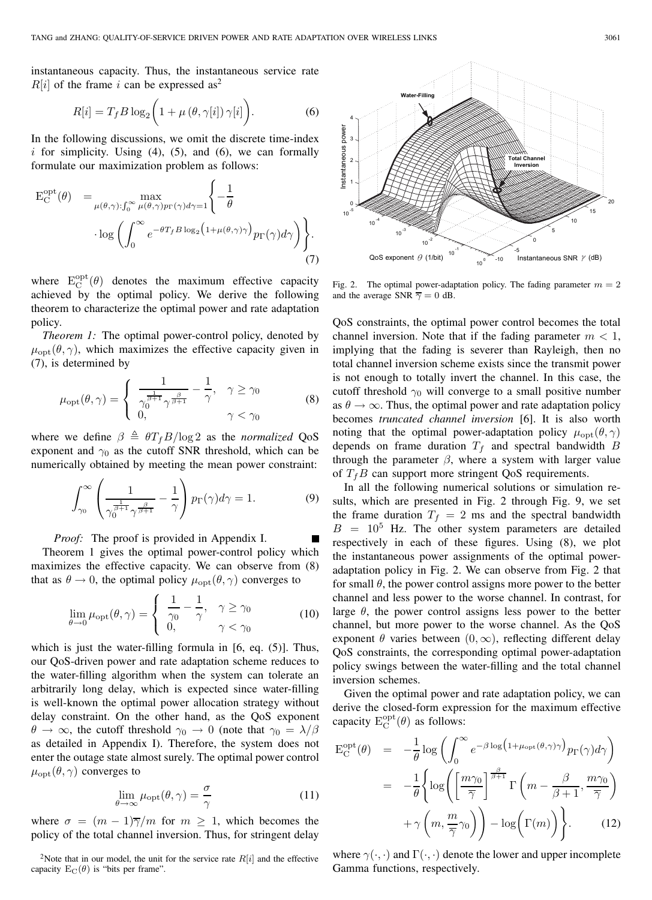instantaneous capacity. Thus, the instantaneous service rate $R[i]$ of the frame $i$ can be expressed as[2]

$$R[i] = T_f B \log_2\left(1 + \mu(\theta, \gamma[i])\gamma[i]\right). \tag{6}$$

In the following discussions, we omit the discrete time-index $i$ for simplicity. Using (4), (5), and (6), we can formally formulate our maximization problem as follows:

$$\mathrm{E}_{\mathrm{C}}^{\mathrm{opt}}(\theta) = \max_{\mu(\theta,\gamma):\int_0^\infty \mu(\theta,\gamma)p_\Gamma(\gamma)d\gamma=1} \left\{-\frac{1}{\theta} \cdot \log\left(\int_0^\infty e^{-\theta T_f B \log_2\left(1+\mu(\theta,\gamma)\gamma\right)} p_\Gamma(\gamma)d\gamma\right)\right\}. \tag{7}$$

where $\mathrm{E}_{\mathrm{C}}^{\mathrm{opt}}(\theta)$ denotes the maximum effective capacity achieved by the optimal policy. We derive the following theorem to characterize the optimal power and rate adaptation policy.

*Theorem 1:* The optimal power-control policy, denoted by $\mu_{\mathrm{opt}}(\theta, \gamma)$, which maximizes the effective capacity given in (7), is determined by

$$\mu_{\mathrm{opt}}(\theta, \gamma) = \begin{cases} \dfrac{1}{\gamma_0^{\frac{1}{\beta+1}} \gamma^{\frac{\beta}{\beta+1}}} - \dfrac{1}{\gamma}, & \gamma \geq \gamma_0 \\ 0, & \gamma < \gamma_0 \end{cases} \tag{8}$$

where we define $\beta \triangleq \theta T_f B / \log 2$ as the *normalized* QoS exponent and $\gamma_0$ as the cutoff SNR threshold, which can be numerically obtained by meeting the mean power constraint:

$$\int_{\gamma_0}^\infty \left(\frac{1}{\gamma_0^{\frac{1}{\beta+1}} \gamma^{\frac{\beta}{\beta+1}}} - \frac{1}{\gamma}\right) p_\Gamma(\gamma)d\gamma = 1. \tag{9}$$

*Proof:* The proof is provided in Appendix I. ■

Theorem 1 gives the optimal power-control policy which maximizes the effective capacity. We can observe from (8) that as $\theta \to 0$, the optimal policy $\mu_{\mathrm{opt}}(\theta, \gamma)$ converges to

$$\lim_{\theta \to 0} \mu_{\mathrm{opt}}(\theta, \gamma) = \begin{cases} \dfrac{1}{\gamma_0} - \dfrac{1}{\gamma}, & \gamma \geq \gamma_0 \\ 0, & \gamma < \gamma_0 \end{cases} \tag{10}$$

which is just the water-filling formula in [6, eq. (5)]. Thus, our QoS-driven power and rate adaptation scheme reduces to the water-filling algorithm when the system can tolerate an arbitrarily long delay, which is expected since water-filling is well-known the optimal power allocation strategy without delay constraint. On the other hand, as the QoS exponent $\theta \to \infty$, the cutoff threshold $\gamma_0 \to 0$ (note that $\gamma_0 = \lambda/\beta$ as detailed in Appendix I). Therefore, the system does not enter the outage state almost surely. The optimal power control $\mu_{\mathrm{opt}}(\theta, \gamma)$ converges to

$$\lim_{\theta \to \infty} \mu_{\mathrm{opt}}(\theta, \gamma) = \frac{\sigma}{\gamma} \tag{11}$$

where $\sigma = (m-1)\overline{\gamma}/m$ for $m \geq 1$, which becomes the policy of the total channel inversion. Thus, for stringent delay QoS constraints, the optimal power control becomes the total channel inversion. Note that if the fading parameter $m < 1$, implying that the fading is severer than Rayleigh, then no total channel inversion scheme exists since the transmit power is not enough to totally invert the channel. In this case, the cutoff threshold $\gamma_0$ will converge to a small positive number as $\theta \to \infty$. Thus, the optimal power and rate adaptation policy becomes *truncated channel inversion* [6]. It is also worth noting that the optimal power-adaptation policy $\mu_{\mathrm{opt}}(\theta, \gamma)$ depends on frame duration $T_f$ and spectral bandwidth $B$ through the parameter $\beta$, where a system with larger value of $T_f B$ can support more stringent QoS requirements.

Fig. 2. The optimal power-adaptation policy. The fading parameter $m = 2$ and the average SNR $\overline{\gamma} = 0$ dB.

In all the following numerical solutions or simulation results, which are presented in Fig. 2 through Fig. 9, we set the frame duration $T_f = 2$ ms and the spectral bandwidth $B = 10^5$ Hz. The other system parameters are detailed respectively in each of these figures. Using (8), we plot the instantaneous power assignments of the optimal power-adaptation policy in Fig. 2. We can observe from Fig. 2 that for small $\theta$, the power control assigns more power to the better channel and less power to the worse channel. In contrast, for large $\theta$, the power control assigns less power to the better channel, but more power to the worse channel. As the QoS exponent $\theta$ varies between $(0, \infty)$, reflecting different delay QoS constraints, the corresponding optimal power-adaptation policy swings between the water-filling and the total channel inversion schemes.

Given the optimal power and rate adaptation policy, we can derive the closed-form expression for the maximum effective capacity $\mathrm{E}_{\mathrm{C}}^{\mathrm{opt}}(\theta)$ as follows:

$$\begin{aligned} \mathrm{E}_{\mathrm{C}}^{\mathrm{opt}}(\theta) &= -\frac{1}{\theta}\log\left(\int_0^\infty e^{-\beta\log\left(1+\mu_{\mathrm{opt}}(\theta,\gamma)\gamma\right)} p_\Gamma(\gamma)d\gamma\right) \\ &= -\frac{1}{\theta}\left\{\log\left(\left[\frac{m\gamma_0}{\overline{\gamma}}\right]^{\frac{\beta}{\beta+1}} \Gamma\left(m - \frac{\beta}{\beta+1}, \frac{m\gamma_0}{\overline{\gamma}}\right) + \gamma\left(m, \frac{m}{\overline{\gamma}}\gamma_0\right)\right) - \log\left(\Gamma(m)\right)\right\}. \end{aligned} \tag{12}$$

where $\gamma(\cdot,\cdot)$ and $\Gamma(\cdot,\cdot)$ denote the lower and upper incomplete Gamma functions, respectively.

[2] Note that in our model, the unit for the service rate $R[i]$ and the effective capacity $\mathrm{E}_{\mathrm{C}}(\theta)$ is "bits per frame".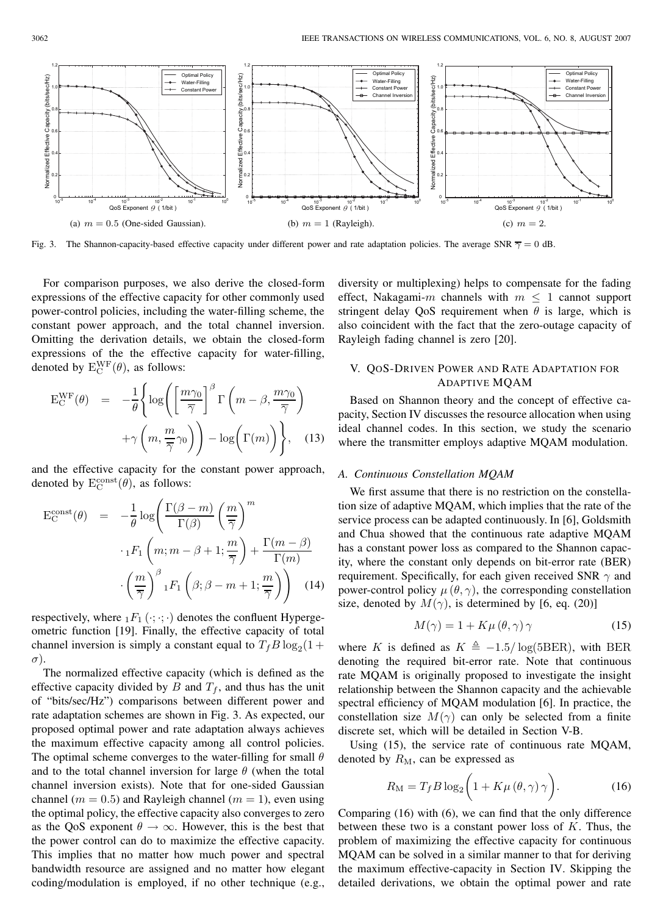(a) $m = 0.5$ (One-sided Gaussian). (b) $m = 1$ (Rayleigh). (c) $m = 2$.

Fig. 3. The Shannon-capacity-based effective capacity under different power and rate adaptation policies. The average SNR $\overline{\gamma} = 0$ dB.

For comparison purposes, we also derive the closed-form expressions of the effective capacity for other commonly used power-control policies, including the water-filling scheme, the constant power approach, and the total channel inversion. Omitting the derivation details, we obtain the closed-form expressions of the the effective capacity for water-filling, denoted by $\mathrm{E}_{\mathrm{C}}^{\mathrm{WF}}(\theta)$, as follows:

$$\mathrm{E}_{\mathrm{C}}^{\mathrm{WF}}(\theta) = -\frac{1}{\theta}\Bigg\{\log\Bigg(\left[\frac{m\gamma_0}{\overline{\gamma}}\right]^{\beta}\Gamma\left(m-\beta, \frac{m\gamma_0}{\overline{\gamma}}\right) + \gamma\left(m, \frac{m}{\overline{\gamma}}\gamma_0\right)\Bigg) - \log\Big(\Gamma(m)\Big)\Bigg\}, \quad (13)$$

and the effective capacity for the constant power approach, denoted by $\mathrm{E}_{\mathrm{C}}^{\mathrm{const}}(\theta)$, as follows:

$$\mathrm{E}_{\mathrm{C}}^{\mathrm{const}}(\theta) = -\frac{1}{\theta}\log\Bigg(\frac{\Gamma(\beta-m)}{\Gamma(\beta)}\left(\frac{m}{\overline{\gamma}}\right)^{m} \cdot {}_1F_1\left(m; m-\beta+1; \frac{m}{\overline{\gamma}}\right) + \frac{\Gamma(m-\beta)}{\Gamma(m)} \cdot \left(\frac{m}{\overline{\gamma}}\right)^{\beta} {}_1F_1\left(\beta; \beta-m+1; \frac{m}{\overline{\gamma}}\right)\Bigg) \quad (14)$$

respectively, where ${}_1F_1(\cdot;\cdot;\cdot)$ denotes the confluent Hypergeometric function [19]. Finally, the effective capacity of total channel inversion is simply a constant equal to $T_f B \log_2(1+\sigma)$.

The normalized effective capacity (which is defined as the effective capacity divided by $B$ and $T_f$, and thus has the unit of "bits/sec/Hz") comparisons between different power and rate adaptation schemes are shown in Fig. 3. As expected, our proposed optimal power and rate adaptation always achieves the maximum effective capacity among all control policies. The optimal scheme converges to the water-filling for small $\theta$ and to the total channel inversion for large $\theta$ (when the total channel inversion exists). Note that for one-sided Gaussian channel ($m = 0.5$) and Rayleigh channel ($m = 1$), even using the optimal policy, the effective capacity also converges to zero as the QoS exponent $\theta \to \infty$. However, this is the best that the power control can do to maximize the effective capacity. This implies that no matter how much power and spectral bandwidth resource are assigned and no matter how elegant coding/modulation is employed, if no other technique (e.g., diversity or multiplexing) helps to compensate for the fading effect, Nakagami-$m$ channels with $m \leq 1$ cannot support stringent delay QoS requirement when $\theta$ is large, which is also coincident with the fact that the zero-outage capacity of Rayleigh fading channel is zero [20].

## V. QoS-Driven Power and Rate Adaptation for Adaptive MQAM

Based on Shannon theory and the concept of effective capacity, Section IV discusses the resource allocation when using ideal channel codes. In this section, we study the scenario where the transmitter employs adaptive MQAM modulation.

### A. Continuous Constellation MQAM

We first assume that there is no restriction on the constellation size of adaptive MQAM, which implies that the rate of the service process can be adapted continuously. In [6], Goldsmith and Chua showed that the continuous rate adaptive MQAM has a constant power loss as compared to the Shannon capacity, where the constant only depends on bit-error rate (BER) requirement. Specifically, for each given received SNR $\gamma$ and power-control policy $\mu(\theta, \gamma)$, the corresponding constellation size, denoted by $M(\gamma)$, is determined by [6, eq. (20)]

$$M(\gamma) = 1 + K\mu(\theta, \gamma)\gamma \quad (15)$$

where $K$ is defined as $K \triangleq -1.5/\log(5\mathrm{BER})$, with BER denoting the required bit-error rate. Note that continuous rate MQAM is originally proposed to investigate the insight relationship between the Shannon capacity and the achievable spectral efficiency of MQAM modulation [6]. In practice, the constellation size $M(\gamma)$ can only be selected from a finite discrete set, which will be detailed in Section V-B.

Using (15), the service rate of continuous rate MQAM, denoted by $R_{\mathrm{M}}$, can be expressed as

$$R_{\mathrm{M}} = T_f B \log_2\Big(1 + K\mu(\theta, \gamma)\gamma\Big). \quad (16)$$

Comparing (16) with (6), we can find that the only difference between these two is a constant power loss of $K$. Thus, the problem of maximizing the effective capacity for continuous MQAM can be solved in a similar manner to that for deriving the maximum effective-capacity in Section IV. Skipping the detailed derivations, we obtain the optimal power and rate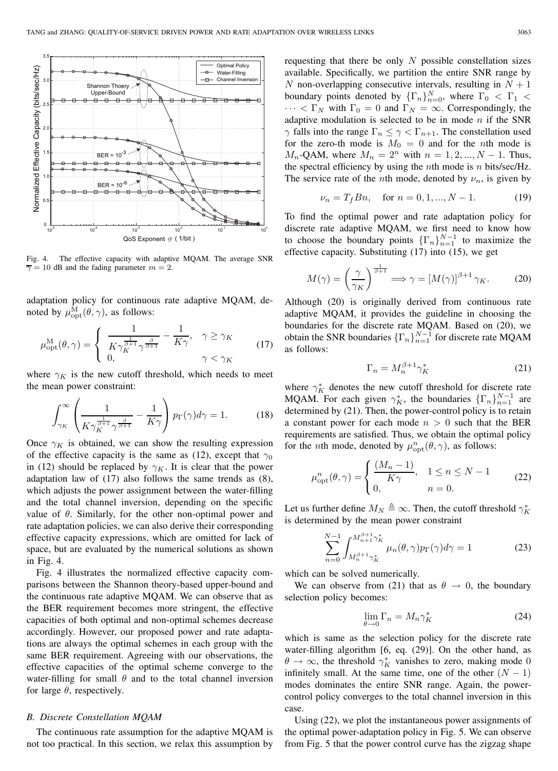Fig. 4. The effective capacity with adaptive MQAM. The average SNR $\overline{\gamma} = 10$ dB and the fading parameter $m = 2$.

adaptation policy for continuous rate adaptive MQAM, denoted by $\mu_{\rm opt}^{\rm M}(\theta, \gamma)$, as follows:

$$\mu_{\rm opt}^{\rm M}(\theta,\gamma) = \begin{cases} \dfrac{1}{K\gamma_K^{\frac{1}{\beta+1}}\gamma^{\frac{\beta}{\beta+1}}} - \dfrac{1}{K\gamma}, & \gamma \geq \gamma_K \\ 0, & \gamma < \gamma_K \end{cases} \tag{17}$$

where $\gamma_K$ is the new cutoff threshold, which needs to meet the mean power constraint:

$$\int_{\gamma_K}^{\infty} \left( \frac{1}{K\gamma_K^{\frac{1}{\beta+1}}\gamma^{\frac{\beta}{\beta+1}}} - \frac{1}{K\gamma} \right) p_\Gamma(\gamma) d\gamma = 1. \tag{18}$$

Once $\gamma_K$ is obtained, we can show the resulting expression of the effective capacity is the same as (12), except that $\gamma_0$ in (12) should be replaced by $\gamma_K$. It is clear that the power adaptation law of (17) also follows the same trends as (8), which adjusts the power assignment between the water-filling and the total channel inversion, depending on the specific value of $\theta$. Similarly, for the other non-optimal power and rate adaptation policies, we can also derive their corresponding effective capacity expressions, which are omitted for lack of space, but are evaluated by the numerical solutions as shown in Fig. 4.

Fig. 4 illustrates the normalized effective capacity comparisons between the Shannon theory-based upper-bound and the continuous rate adaptive MQAM. We can observe that as the BER requirement becomes more stringent, the effective capacities of both optimal and non-optimal schemes decrease accordingly. However, our proposed power and rate adaptations are always the optimal schemes in each group with the same BER requirement. Agreeing with our observations, the effective capacities of the optimal scheme converge to the water-filling for small $\theta$ and to the total channel inversion for large $\theta$, respectively.

### B. Discrete Constellation MQAM

The continuous rate assumption for the adaptive MQAM is not too practical. In this section, we relax this assumption by requesting that there be only $N$ possible constellation sizes available. Specifically, we partition the entire SNR range by $N$ non-overlapping consecutive intervals, resulting in $N+1$ boundary points denoted by $\{\Gamma_n\}_{n=0}^{N}$, where $\Gamma_0 < \Gamma_1 < \cdots < \Gamma_N$ with $\Gamma_0 = 0$ and $\Gamma_N = \infty$. Correspondingly, the adaptive modulation is selected to be in mode $n$ if the SNR $\gamma$ falls into the range $\Gamma_n \leq \gamma < \Gamma_{n+1}$. The constellation used for the zero-th mode is $M_0 = 0$ and for the $n$th mode is $M_n$-QAM, where $M_n = 2^n$ with $n = 1, 2, ..., N-1$. Thus, the spectral efficiency by using the $n$th mode is $n$ bits/sec/Hz. The service rate of the $n$th mode, denoted by $\nu_n$, is given by

$$\nu_n = T_f B n, \quad \text{for } n = 0, 1, ..., N-1. \tag{19}$$

To find the optimal power and rate adaptation policy for discrete rate adaptive MQAM, we first need to know how to choose the boundary points $\{\Gamma_n\}_{n=1}^{N-1}$ to maximize the effective capacity. Substituting (17) into (15), we get

$$M(\gamma) = \left(\frac{\gamma}{\gamma_K}\right)^{\frac{1}{\beta+1}} \Longrightarrow \gamma = [M(\gamma)]^{\beta+1}\gamma_K. \tag{20}$$

Although (20) is originally derived from continuous rate adaptive MQAM, it provides the guideline in choosing the boundaries for the discrete rate MQAM. Based on (20), we obtain the SNR boundaries $\{\Gamma_n\}_{n=1}^{N-1}$ for discrete rate MQAM as follows:

$$\Gamma_n = M_n^{\beta+1}\gamma_K^* \tag{21}$$

where $\gamma_K^*$ denotes the new cutoff threshold for discrete rate MQAM. For each given $\gamma_K^*$, the boundaries $\{\Gamma_n\}_{n=1}^{N-1}$ are determined by (21). Then, the power-control policy is to retain a constant power for each mode $n > 0$ such that the BER requirements are satisfied. Thus, we obtain the optimal policy for the $n$th mode, denoted by $\mu_{\rm opt}^{n}(\theta, \gamma)$, as follows:

$$\mu_{\rm opt}^{n}(\theta,\gamma) = \begin{cases} \dfrac{(M_n - 1)}{K\gamma}, & 1 \leq n \leq N-1 \\ 0, & n = 0. \end{cases} \tag{22}$$

Let us further define $M_N \triangleq \infty$. Then, the cutoff threshold $\gamma_K^*$ is determined by the mean power constraint

$$\sum_{n=0}^{N-1} \int_{M_n^{\beta+1}\gamma_K^*}^{M_{n+1}^{\beta+1}\gamma_K^*} \mu_n(\theta,\gamma) p_\Gamma(\gamma) d\gamma = 1 \tag{23}$$

which can be solved numerically.

We can observe from (21) that as $\theta \to 0$, the boundary selection policy becomes:

$$\lim_{\theta \to 0} \Gamma_n = M_n \gamma_K^* \tag{24}$$

which is same as the selection policy for the discrete rate water-filling algorithm [6, eq. (29)]. On the other hand, as $\theta \to \infty$, the threshold $\gamma_K^*$ vanishes to zero, making mode 0 infinitely small. At the same time, one of the other $(N-1)$ modes dominates the entire SNR range. Again, the power-control policy converges to the total channel inversion in this case.

Using (22), we plot the instantaneous power assignments of the optimal power-adaptation policy in Fig. 5. We can observe from Fig. 5 that the power control curve has the zigzag shape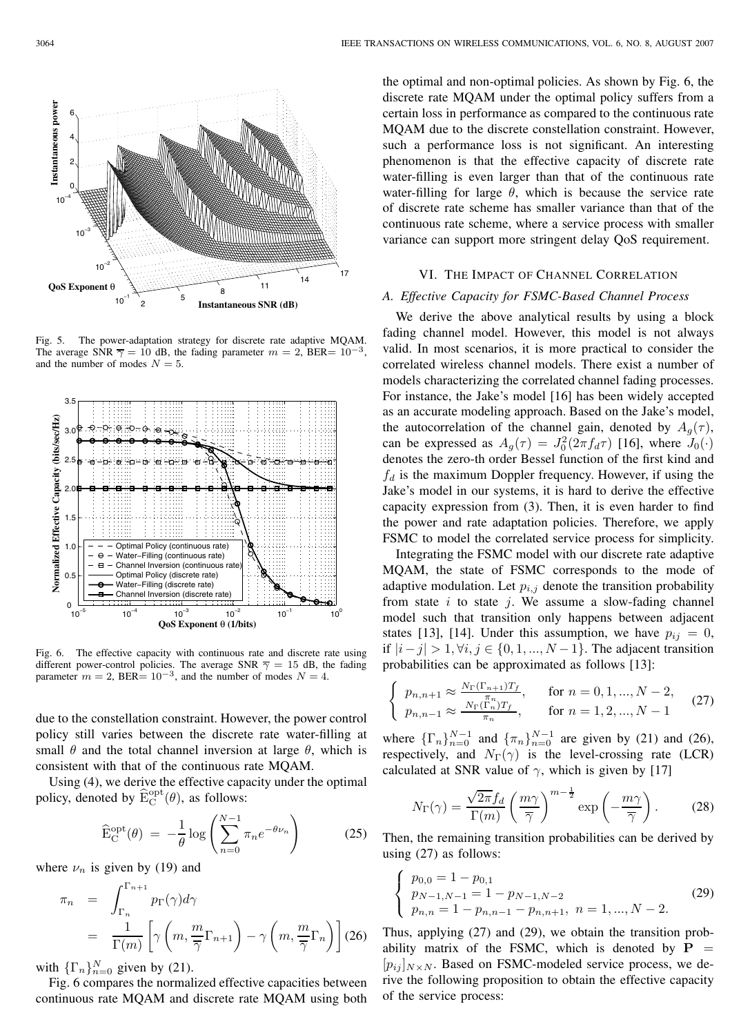Fig. 5. The power-adaptation strategy for discrete rate adaptive MQAM. The average SNR $\overline{\gamma} = 10$ dB, the fading parameter $m = 2$, BER$= 10^{-3}$, and the number of modes $N = 5$.

Fig. 6. The effective capacity with continuous rate and discrete rate using different power-control policies. The average SNR $\overline{\gamma} = 15$ dB, the fading parameter $m = 2$, BER$= 10^{-3}$, and the number of modes $N = 4$.

due to the constellation constraint. However, the power control policy still varies between the discrete rate water-filling at small $\theta$ and the total channel inversion at large $\theta$, which is consistent with that of the continuous rate MQAM.

Using (4), we derive the effective capacity under the optimal policy, denoted by $\widehat{\mathrm{E}}_{\mathrm{C}}^{\mathrm{opt}}(\theta)$, as follows:

$$\widehat{\mathrm{E}}_{\mathrm{C}}^{\mathrm{opt}}(\theta) = -\frac{1}{\theta} \log \left( \sum_{n=0}^{N-1} \pi_n e^{-\theta \nu_n} \right) \tag{25}$$

where $\nu_n$ is given by (19) and

$$\begin{aligned} \pi_n &= \int_{\Gamma_n}^{\Gamma_{n+1}} p_\Gamma(\gamma) d\gamma \\ &= \frac{1}{\Gamma(m)} \left[ \gamma\left(m, \frac{m}{\overline{\gamma}} \Gamma_{n+1}\right) - \gamma\left(m, \frac{m}{\overline{\gamma}} \Gamma_n\right) \right] \end{aligned} \tag{26}$$

with $\{\Gamma_n\}_{n=0}^{N}$ given by (21).

Fig. 6 compares the normalized effective capacities between continuous rate MQAM and discrete rate MQAM using both the optimal and non-optimal policies. As shown by Fig. 6, the discrete rate MQAM under the optimal policy suffers from a certain loss in performance as compared to the continuous rate MQAM due to the discrete constellation constraint. However, such a performance loss is not significant. An interesting phenomenon is that the effective capacity of discrete rate water-filling is even larger than that of the continuous rate water-filling for large $\theta$, which is because the service rate of discrete rate scheme has smaller variance than that of the continuous rate scheme, where a service process with smaller variance can support more stringent delay QoS requirement.

## VI. The Impact of Channel Correlation

### A. Effective Capacity for FSMC-Based Channel Process

We derive the above analytical results by using a block fading channel model. However, this model is not always valid. In most scenarios, it is more practical to consider the correlated wireless channel models. There exist a number of models characterizing the correlated channel fading processes. For instance, the Jake's model [16] has been widely accepted as an accurate modeling approach. Based on the Jake's model, the autocorrelation of the channel gain, denoted by $A_g(\tau)$, can be expressed as $A_g(\tau) = J_0^2(2\pi f_d \tau)$ [16], where $J_0(\cdot)$ denotes the zero-th order Bessel function of the first kind and $f_d$ is the maximum Doppler frequency. However, if using the Jake's model in our systems, it is hard to derive the effective capacity expression from (3). Then, it is even harder to find the power and rate adaptation policies. Therefore, we apply FSMC to model the correlated service process for simplicity.

Integrating the FSMC model with our discrete rate adaptive MQAM, the state of FSMC corresponds to the mode of adaptive modulation. Let $p_{i,j}$ denote the transition probability from state $i$ to state $j$. We assume a slow-fading channel model such that transition only happens between adjacent states [13], [14]. Under this assumption, we have $p_{ij} = 0$, if $|i-j| > 1, \forall i, j \in \{0, 1, ..., N-1\}$. The adjacent transition probabilities can be approximated as follows [13]:

$$\begin{cases} p_{n,n+1} \approx \frac{N_\Gamma(\Gamma_{n+1}) T_f}{\pi_n}, & \text{for } n = 0, 1, ..., N-2, \\ p_{n,n-1} \approx \frac{N_\Gamma(\Gamma_n) T_f}{\pi_n}, & \text{for } n = 1, 2, ..., N-1 \end{cases} \tag{27}$$

where $\{\Gamma_n\}_{n=0}^{N-1}$ and $\{\pi_n\}_{n=0}^{N-1}$ are given by (21) and (26), respectively, and $N_\Gamma(\gamma)$ is the level-crossing rate (LCR) calculated at SNR value of $\gamma$, which is given by [17]

$$N_\Gamma(\gamma) = \frac{\sqrt{2\pi} f_d}{\Gamma(m)} \left( \frac{m\gamma}{\overline{\gamma}} \right)^{m - \frac{1}{2}} \exp\left( -\frac{m\gamma}{\overline{\gamma}} \right). \tag{28}$$

Then, the remaining transition probabilities can be derived by using (27) as follows:

$$\begin{cases} p_{0,0} = 1 - p_{0,1} \\ p_{N-1,N-1} = 1 - p_{N-1,N-2} \\ p_{n,n} = 1 - p_{n,n-1} - p_{n,n+1}, \ n = 1, ..., N-2. \end{cases} \tag{29}$$

Thus, applying (27) and (29), we obtain the transition probability matrix of the FSMC, which is denoted by $\mathbf{P} = [p_{ij}]_{N \times N}$. Based on FSMC-modeled service process, we derive the following proposition to obtain the effective capacity of the service process: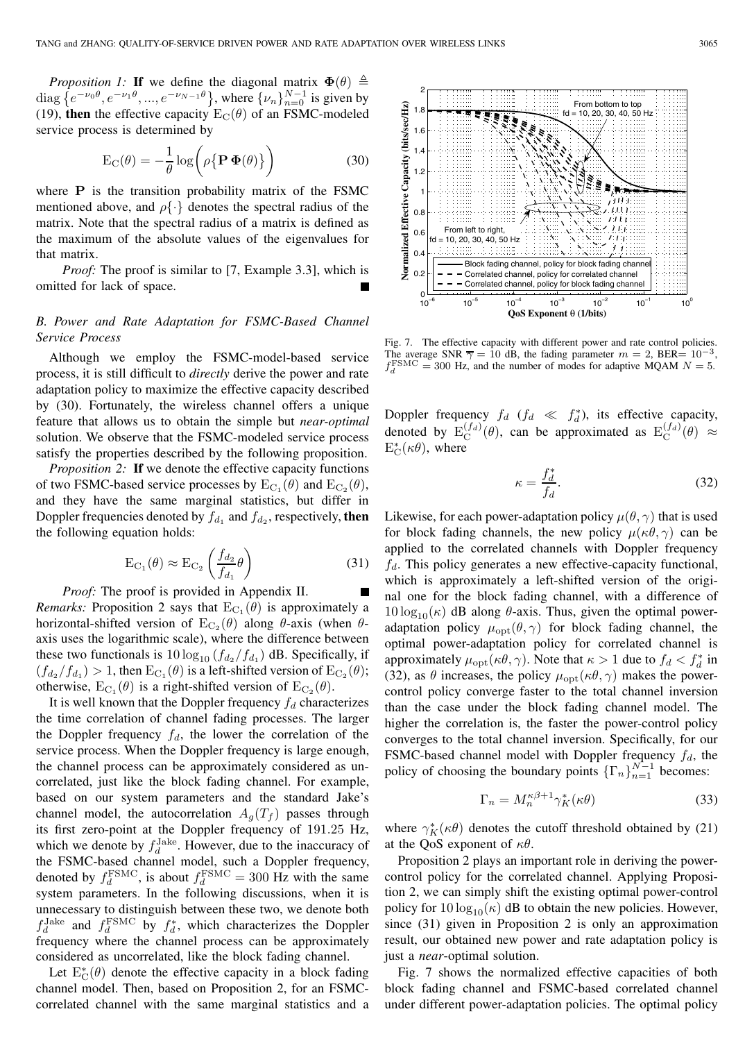*Proposition 1:* **If** we define the diagonal matrix $\mathbf{\Phi}(\theta) \triangleq \text{diag}\left\{e^{-\nu_0\theta}, e^{-\nu_1\theta}, ..., e^{-\nu_{N-1}\theta}\right\}$, where $\{\nu_n\}_{n=0}^{N-1}$ is given by (19), **then** the effective capacity $\text{E}_\text{C}(\theta)$ of an FSMC-modeled service process is determined by

$$\text{E}_\text{C}(\theta) = -\frac{1}{\theta}\log\bigg(\rho\big\{\mathbf{P}\,\mathbf{\Phi}(\theta)\big\}\bigg) \tag{30}$$

where $\mathbf{P}$ is the transition probability matrix of the FSMC mentioned above, and $\rho\{\cdot\}$ denotes the spectral radius of the matrix. Note that the spectral radius of a matrix is defined as the maximum of the absolute values of the eigenvalues for that matrix.

*Proof:* The proof is similar to [7, Example 3.3], which is omitted for lack of space. ■

### B. Power and Rate Adaptation for FSMC-Based Channel Service Process

Although we employ the FSMC-model-based service process, it is still difficult to *directly* derive the power and rate adaptation policy to maximize the effective capacity described by (30). Fortunately, the wireless channel offers a unique feature that allows us to obtain the simple but *near-optimal* solution. We observe that the FSMC-modeled service process satisfy the properties described by the following proposition.

*Proposition 2:* **If** we denote the effective capacity functions of two FSMC-based service processes by $\text{E}_{\text{C}_1}(\theta)$ and $\text{E}_{\text{C}_2}(\theta)$, and they have the same marginal statistics, but differ in Doppler frequencies denoted by $f_{d_1}$ and $f_{d_2}$, respectively, **then** the following equation holds:

$$\text{E}_{\text{C}_1}(\theta) \approx \text{E}_{\text{C}_2}\left(\frac{f_{d_2}}{f_{d_1}}\theta\right) \tag{31}$$

*Proof:* The proof is provided in Appendix II. ■

*Remarks:* Proposition 2 says that $\text{E}_{\text{C}_1}(\theta)$ is approximately a horizontal-shifted version of $\text{E}_{\text{C}_2}(\theta)$ along $\theta$-axis (when $\theta$-axis uses the logarithmic scale), where the difference between these two functionals is $10\log_{10}(f_{d_2}/f_{d_1})$ dB. Specifically, if $(f_{d_2}/f_{d_1}) > 1$, then $\text{E}_{\text{C}_1}(\theta)$ is a left-shifted version of $\text{E}_{\text{C}_2}(\theta)$; otherwise, $\text{E}_{\text{C}_1}(\theta)$ is a right-shifted version of $\text{E}_{\text{C}_2}(\theta)$.

It is well known that the Doppler frequency $f_d$ characterizes the time correlation of channel fading processes. The larger the Doppler frequency $f_d$, the lower the correlation of the service process. When the Doppler frequency is large enough, the channel process can be approximately considered as uncorrelated, just like the block fading channel. For example, based on our system parameters and the standard Jake's channel model, the autocorrelation $A_g(T_f)$ passes through its first zero-point at the Doppler frequency of 191.25 Hz, which we denote by $f_d^{\text{Jake}}$. However, due to the inaccuracy of the FSMC-based channel model, such a Doppler frequency, denoted by $f_d^{\text{FSMC}}$, is about $f_d^{\text{FSMC}} = 300$ Hz with the same system parameters. In the following discussions, when it is unnecessary to distinguish between these two, we denote both $f_d^{\text{Jake}}$ and $f_d^{\text{FSMC}}$ by $f_d^*$, which characterizes the Doppler frequency where the channel process can be approximately considered as uncorrelated, like the block fading channel.

Let $\text{E}_\text{C}^*(\theta)$ denote the effective capacity in a block fading channel model. Then, based on Proposition 2, for an FSMC-correlated channel with the same marginal statistics and a Doppler frequency $f_d$ ($f_d \ll f_d^*$), its effective capacity, denoted by $\text{E}_\text{C}^{(f_d)}(\theta)$, can be approximated as $\text{E}_\text{C}^{(f_d)}(\theta) \approx \text{E}_\text{C}^*(\kappa\theta)$, where

$$\kappa = \frac{f_d^*}{f_d}. \tag{32}$$

Likewise, for each power-adaptation policy $\mu(\theta, \gamma)$ that is used for block fading channels, the new policy $\mu(\kappa\theta, \gamma)$ can be applied to the correlated channels with Doppler frequency $f_d$. This policy generates a new effective-capacity functional, which is approximately a left-shifted version of the original one for the block fading channel, with a difference of $10\log_{10}(\kappa)$ dB along $\theta$-axis. Thus, given the optimal power-adaptation policy $\mu_{\text{opt}}(\theta, \gamma)$ for block fading channel, the optimal power-adaptation policy for correlated channel is approximately $\mu_{\text{opt}}(\kappa\theta, \gamma)$. Note that $\kappa > 1$ due to $f_d < f_d^*$ in (32), as $\theta$ increases, the policy $\mu_{\text{opt}}(\kappa\theta, \gamma)$ makes the power-control policy converge faster to the total channel inversion than the case under the block fading channel model. The higher the correlation is, the faster the power-control policy converges to the total channel inversion. Specifically, for our FSMC-based channel model with Doppler frequency $f_d$, the policy of choosing the boundary points $\{\Gamma_n\}_{n=1}^{N-1}$ becomes:

$$\Gamma_n = M_n^{\kappa\beta+1}\gamma_K^*(\kappa\theta) \tag{33}$$

where $\gamma_K^*(\kappa\theta)$ denotes the cutoff threshold obtained by (21) at the QoS exponent of $\kappa\theta$.

Proposition 2 plays an important role in deriving the power-control policy for the correlated channel. Applying Proposition 2, we can simply shift the existing optimal power-control policy for $10\log_{10}(\kappa)$ dB to obtain the new policies. However, since (31) given in Proposition 2 is only an approximation result, our obtained new power and rate adaptation policy is just a *near*-optimal solution.

Fig. 7 shows the normalized effective capacities of both block fading channel and FSMC-based correlated channel under different power-adaptation policies. The optimal policy

Fig. 7. The effective capacity with different power and rate control policies. The average SNR $\overline{\gamma} = 10$ dB, the fading parameter $m = 2$, BER$= 10^{-3}$, $f_d^{\text{FSMC}} = 300$ Hz, and the number of modes for adaptive MQAM $N = 5$.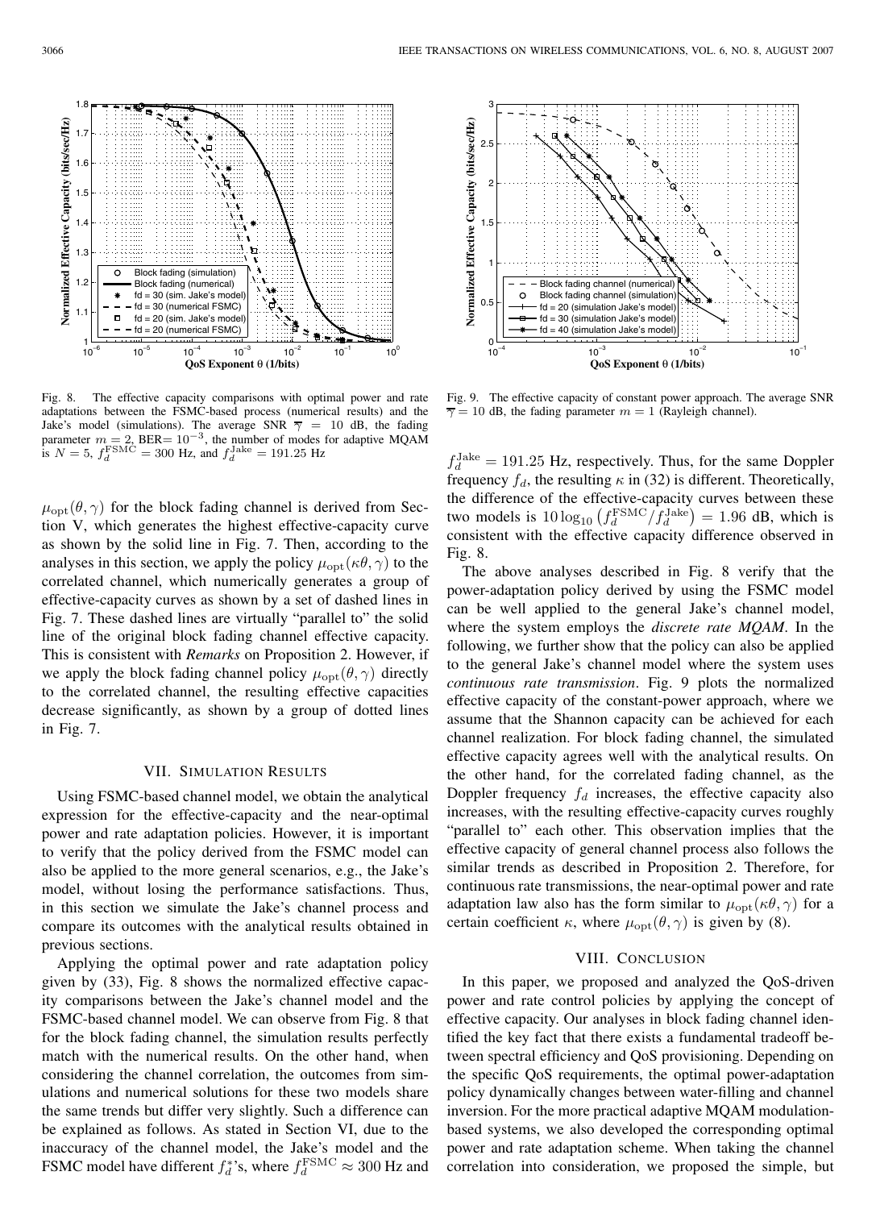Fig. 8. The effective capacity comparisons with optimal power and rate adaptations between the FSMC-based process (numerical results) and the Jake's model (simulations). The average SNR $\overline{\gamma} = 10$ dB, the fading parameter $m = 2$, BER$= 10^{-3}$, the number of modes for adaptive MQAM is $N = 5$, $f_d^{\rm FSMC} = 300$ Hz, and $f_d^{\rm Jake} = 191.25$ Hz

Fig. 9. The effective capacity of constant power approach. The average SNR $\overline{\gamma} = 10$ dB, the fading parameter $m = 1$ (Rayleigh channel).

$\mu_{\rm opt}(\theta, \gamma)$ for the block fading channel is derived from Section V, which generates the highest effective-capacity curve as shown by the solid line in Fig. 7. Then, according to the analyses in this section, we apply the policy $\mu_{\rm opt}(\kappa\theta, \gamma)$ to the correlated channel, which numerically generates a group of effective-capacity curves as shown by a set of dashed lines in Fig. 7. These dashed lines are virtually "parallel to" the solid line of the original block fading channel effective capacity. This is consistent with *Remarks* on Proposition 2. However, if we apply the block fading channel policy $\mu_{\rm opt}(\theta, \gamma)$ directly to the correlated channel, the resulting effective capacities decrease significantly, as shown by a group of dotted lines in Fig. 7.

## VII. Simulation Results

Using FSMC-based channel model, we obtain the analytical expression for the effective-capacity and the near-optimal power and rate adaptation policies. However, it is important to verify that the policy derived from the FSMC model can also be applied to the more general scenarios, e.g., the Jake's model, without losing the performance satisfactions. Thus, in this section we simulate the Jake's channel process and compare its outcomes with the analytical results obtained in previous sections.

Applying the optimal power and rate adaptation policy given by (33), Fig. 8 shows the normalized effective capacity comparisons between the Jake's channel model and the FSMC-based channel model. We can observe from Fig. 8 that for the block fading channel, the simulation results perfectly match with the numerical results. On the other hand, when considering the channel correlation, the outcomes from simulations and numerical solutions for these two models share the same trends but differ very slightly. Such a difference can be explained as follows. As stated in Section VI, due to the inaccuracy of the channel model, the Jake's model and the FSMC model have different $f_d^*$'s, where $f_d^{\rm FSMC} \approx 300$ Hz and $f_d^{\rm Jake} = 191.25$ Hz, respectively. Thus, for the same Doppler frequency $f_d$, the resulting $\kappa$ in (32) is different. Theoretically, the difference of the effective-capacity curves between these two models is $10\log_{10}\left(f_d^{\rm FSMC}/f_d^{\rm Jake}\right) = 1.96$ dB, which is consistent with the effective capacity difference observed in Fig. 8.

The above analyses described in Fig. 8 verify that the power-adaptation policy derived by using the FSMC model can be well applied to the general Jake's channel model, where the system employs the *discrete rate MQAM*. In the following, we further show that the policy can also be applied to the general Jake's channel model where the system uses *continuous rate transmission*. Fig. 9 plots the normalized effective capacity of the constant-power approach, where we assume that the Shannon capacity can be achieved for each channel realization. For block fading channel, the simulated effective capacity agrees well with the analytical results. On the other hand, for the correlated fading channel, as the Doppler frequency $f_d$ increases, the effective capacity also increases, with the resulting effective-capacity curves roughly "parallel to" each other. This observation implies that the effective capacity of general channel process also follows the similar trends as described in Proposition 2. Therefore, for continuous rate transmissions, the near-optimal power and rate adaptation law also has the form similar to $\mu_{\rm opt}(\kappa\theta, \gamma)$ for a certain coefficient $\kappa$, where $\mu_{\rm opt}(\theta, \gamma)$ is given by (8).

## VIII. Conclusion

In this paper, we proposed and analyzed the QoS-driven power and rate control policies by applying the concept of effective capacity. Our analyses in block fading channel identified the key fact that there exists a fundamental tradeoff between spectral efficiency and QoS provisioning. Depending on the specific QoS requirements, the optimal power-adaptation policy dynamically changes between water-filling and channel inversion. For the more practical adaptive MQAM modulation-based systems, we also developed the corresponding optimal power and rate adaptation scheme. When taking the channel correlation into consideration, we proposed the simple, but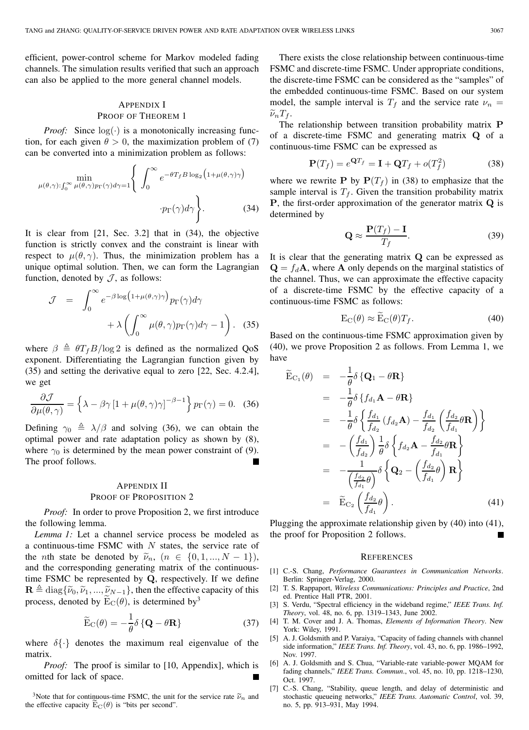efficient, power-control scheme for Markov modeled fading channels. The simulation results verified that such an approach can also be applied to the more general channel models.

## APPENDIX I
## PROOF OF THEOREM 1

*Proof:* Since $\log(\cdot)$ is a monotonically increasing function, for each given $\theta > 0$, the maximization problem of (7) can be converted into a minimization problem as follows:

$$\min_{\mu(\theta,\gamma):\int_0^\infty \mu(\theta,\gamma)p_\Gamma(\gamma)d\gamma=1} \left\{ \int_0^\infty e^{-\theta T_f B \log_2\left(1+\mu(\theta,\gamma)\gamma\right)} \cdot p_\Gamma(\gamma)d\gamma \right\}. \tag{34}$$

It is clear from [21, Sec. 3.2] that in (34), the objective function is strictly convex and the constraint is linear with respect to $\mu(\theta,\gamma)$. Thus, the minimization problem has a unique optimal solution. Then, we can form the Lagrangian function, denoted by $\mathcal{J}$, as follows:

$$\mathcal{J} = \int_0^\infty e^{-\beta \log\left(1+\mu(\theta,\gamma)\gamma\right)} p_\Gamma(\gamma)d\gamma + \lambda \left( \int_0^\infty \mu(\theta,\gamma)p_\Gamma(\gamma)d\gamma - 1 \right). \tag{35}$$

where $\beta \triangleq \theta T_f B/\log 2$ is defined as the normalized QoS exponent. Differentiating the Lagrangian function given by (35) and setting the derivative equal to zero [22, Sec. 4.2.4], we get

$$\frac{\partial \mathcal{J}}{\partial \mu(\theta,\gamma)} = \left\{ \lambda - \beta\gamma\left[1+\mu(\theta,\gamma)\gamma\right]^{-\beta-1} \right\} p_\Gamma(\gamma) = 0. \tag{36}$$

Defining $\gamma_0 \triangleq \lambda/\beta$ and solving (36), we can obtain the optimal power and rate adaptation policy as shown by (8), where $\gamma_0$ is determined by the mean power constraint of (9). The proof follows. ∎

## APPENDIX II
## PROOF OF PROPOSITION 2

*Proof:* In order to prove Proposition 2, we first introduce the following lemma.

*Lemma 1:* Let a channel service process be modeled as a continuous-time FSMC with $N$ states, the service rate of the $n$th state be denoted by $\widetilde{\nu}_n$, $(n \in \{0, 1, ..., N-1\})$, and the corresponding generating matrix of the continuous-time FSMC be represented by $\mathbf{Q}$, respectively. If we define $\mathbf{R} \triangleq \operatorname{diag}\{\widetilde{\nu}_0, \widetilde{\nu}_1, ..., \widetilde{\nu}_{N-1}\}$, then the effective capacity of this process, denoted by $\widetilde{\mathrm{E}}_{\mathrm{C}}(\theta)$, is determined by[3]

$$\widetilde{\mathrm{E}}_{\mathrm{C}}(\theta) = -\frac{1}{\theta}\delta\left\{\mathbf{Q} - \theta\mathbf{R}\right\} \tag{37}$$

where $\delta\{\cdot\}$ denotes the maximum real eigenvalue of the matrix.

*Proof:* The proof is similar to [10, Appendix], which is omitted for lack of space. ∎

There exists the close relationship between continuous-time FSMC and discrete-time FSMC. Under appropriate conditions, the discrete-time FSMC can be considered as the "samples" of the embedded continuous-time FSMC. Based on our system model, the sample interval is $T_f$ and the service rate $\nu_n = \widetilde{\nu}_n T_f$.

The relationship between transition probability matrix $\mathbf{P}$ of a discrete-time FSMC and generating matrix $\mathbf{Q}$ of a continuous-time FSMC can be expressed as

$$\mathbf{P}(T_f) = e^{\mathbf{Q}T_f} = \mathbf{I} + \mathbf{Q}T_f + o(T_f^2) \tag{38}$$

where we rewrite $\mathbf{P}$ by $\mathbf{P}(T_f)$ in (38) to emphasize that the sample interval is $T_f$. Given the transition probability matrix $\mathbf{P}$, the first-order approximation of the generator matrix $\mathbf{Q}$ is determined by

$$\mathbf{Q} \approx \frac{\mathbf{P}(T_f) - \mathbf{I}}{T_f}. \tag{39}$$

It is clear that the generating matrix $\mathbf{Q}$ can be expressed as $\mathbf{Q} = f_d\mathbf{A}$, where $\mathbf{A}$ only depends on the marginal statistics of the channel. Thus, we can approximate the effective capacity of a discrete-time FSMC by the effective capacity of a continuous-time FSMC as follows:

$$\mathrm{E}_{\mathrm{C}}(\theta) \approx \widetilde{\mathrm{E}}_{\mathrm{C}}(\theta)T_f. \tag{40}$$

Based on the continuous-time FSMC approximation given by (40), we prove Proposition 2 as follows. From Lemma 1, we have

$$\begin{aligned}
\widetilde{\mathrm{E}}_{\mathrm{C}_1}(\theta) &= -\frac{1}{\theta}\delta\left\{\mathbf{Q}_1 - \theta\mathbf{R}\right\} \\
&= -\frac{1}{\theta}\delta\left\{f_{d_1}\mathbf{A} - \theta\mathbf{R}\right\} \\
&= -\frac{1}{\theta}\delta\left\{\frac{f_{d_1}}{f_{d_2}}\left(f_{d_2}\mathbf{A}\right) - \frac{f_{d_1}}{f_{d_2}}\left(\frac{f_{d_2}}{f_{d_1}}\theta\mathbf{R}\right)\right\} \\
&= -\left(\frac{f_{d_1}}{f_{d_2}}\right)\frac{1}{\theta}\delta\left\{f_{d_2}\mathbf{A} - \frac{f_{d_2}}{f_{d_1}}\theta\mathbf{R}\right\} \\
&= -\frac{1}{\left(\frac{f_{d_2}}{f_{d_1}}\theta\right)}\delta\left\{\mathbf{Q}_2 - \left(\frac{f_{d_2}}{f_{d_1}}\theta\right)\mathbf{R}\right\} \\
&= \widetilde{\mathrm{E}}_{\mathrm{C}_2}\left(\frac{f_{d_2}}{f_{d_1}}\theta\right).
\end{aligned} \tag{41}$$

Plugging the approximate relationship given by (40) into (41), the proof for Proposition 2 follows. ∎

[3]Note that for continuous-time FSMC, the unit for the service rate $\widetilde{\nu}_n$ and the effective capacity $\widetilde{\mathrm{E}}_{\mathrm{C}}(\theta)$ is "bits per second".

## REFERENCES

[1] C.-S. Chang, *Performance Guarantees in Communication Networks*. Berlin: Springer-Verlag, 2000.

[2] T. S. Rappaport, *Wireless Communications: Principles and Practice*, 2nd ed. Prentice Hall PTR, 2001.

[3] S. Verdu, "Spectral efficiency in the wideband regime," *IEEE Trans. Inf. Theory*, vol. 48, no. 6, pp. 1319–1343, June 2002.

[4] T. M. Cover and J. A. Thomas, *Elements of Information Theory*. New York: Wiley, 1991.

[5] A. J. Goldsmith and P. Varaiya, "Capacity of fading channels with channel side information," *IEEE Trans. Inf. Theory*, vol. 43, no. 6, pp. 1986–1992, Nov. 1997.

[6] A. J. Goldsmith and S. Chua, "Variable-rate variable-power MQAM for fading channels," *IEEE Trans. Commun.*, vol. 45, no. 10, pp. 1218–1230, Oct. 1997.

[7] C.-S. Chang, "Stability, queue length, and delay of deterministic and stochastic queueing networks," *IEEE Trans. Automatic Control*, vol. 39, no. 5, pp. 913–931, May 1994.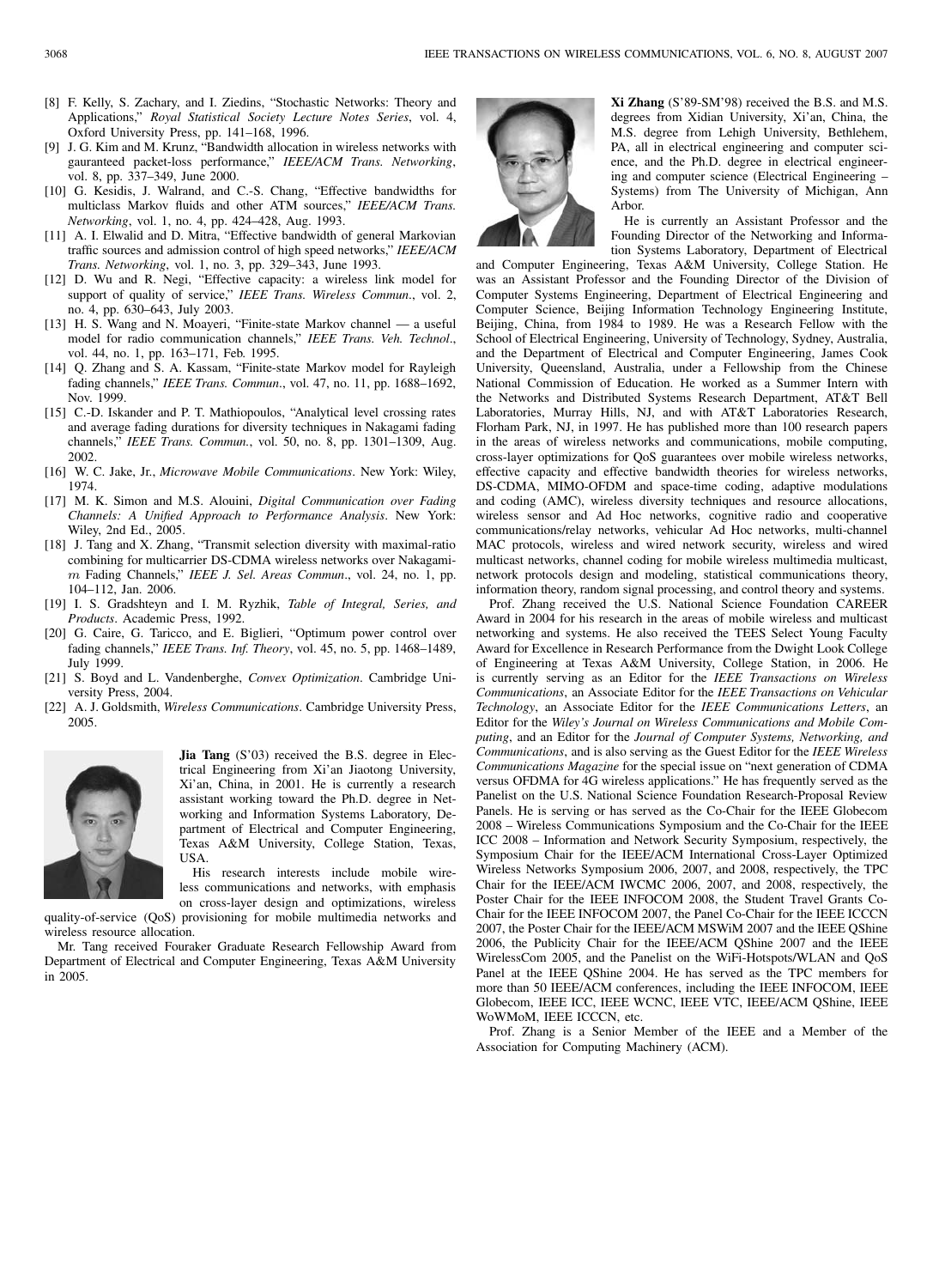[8] F. Kelly, S. Zachary, and I. Ziedins, "Stochastic Networks: Theory and Applications," *Royal Statistical Society Lecture Notes Series*, vol. 4, Oxford University Press, pp. 141–168, 1996.

[9] J. G. Kim and M. Krunz, "Bandwidth allocation in wireless networks with gauranteed packet-loss performance," *IEEE/ACM Trans. Networking*, vol. 8, pp. 337–349, June 2000.

[10] G. Kesidis, J. Walrand, and C.-S. Chang, "Effective bandwidths for multiclass Markov fluids and other ATM sources," *IEEE/ACM Trans. Networking*, vol. 1, no. 4, pp. 424–428, Aug. 1993.

[11] A. I. Elwalid and D. Mitra, "Effective bandwidth of general Markovian traffic sources and admission control of high speed networks," *IEEE/ACM Trans. Networking*, vol. 1, no. 3, pp. 329–343, June 1993.

[12] D. Wu and R. Negi, "Effective capacity: a wireless link model for support of quality of service," *IEEE Trans. Wireless Commun.*, vol. 2, no. 4, pp. 630–643, July 2003.

[13] H. S. Wang and N. Moayeri, "Finite-state Markov channel — a useful model for radio communication channels," *IEEE Trans. Veh. Technol.*, vol. 44, no. 1, pp. 163–171, Feb. 1995.

[14] Q. Zhang and S. A. Kassam, "Finite-state Markov model for Rayleigh fading channels," *IEEE Trans. Commun.*, vol. 47, no. 11, pp. 1688–1692, Nov. 1999.

[15] C.-D. Iskander and P. T. Mathiopoulos, "Analytical level crossing rates and average fading durations for diversity techniques in Nakagami fading channels," *IEEE Trans. Commun.*, vol. 50, no. 8, pp. 1301–1309, Aug. 2002.

[16] W. C. Jake, Jr., *Microwave Mobile Communications*. New York: Wiley, 1974.

[17] M. K. Simon and M.S. Alouini, *Digital Communication over Fading Channels: A Unified Approach to Performance Analysis*. New York: Wiley, 2nd Ed., 2005.

[18] J. Tang and X. Zhang, "Transmit selection diversity with maximal-ratio combining for multicarrier DS-CDMA wireless networks over Nakagami-$m$ Fading Channels," *IEEE J. Sel. Areas Commun.*, vol. 24, no. 1, pp. 104–112, Jan. 2006.

[19] I. S. Gradshteyn and I. M. Ryzhik, *Table of Integral, Series, and Products*. Academic Press, 1992.

[20] G. Caire, G. Taricco, and E. Biglieri, "Optimum power control over fading channels," *IEEE Trans. Inf. Theory*, vol. 45, no. 5, pp. 1468–1489, July 1999.

[21] S. Boyd and L. Vandenberghe, *Convex Optimization*. Cambridge University Press, 2004.

[22] A. J. Goldsmith, *Wireless Communications*. Cambridge University Press, 2005.

**Jia Tang** (S'03) received the B.S. degree in Electrical Engineering from Xi'an Jiaotong University, Xi'an, China, in 2001. He is currently a research assistant working toward the Ph.D. degree in Networking and Information Systems Laboratory, Department of Electrical and Computer Engineering, Texas A&M University, College Station, Texas, USA.

His research interests include mobile wireless communications and networks, with emphasis on cross-layer design and optimizations, wireless quality-of-service (QoS) provisioning for mobile multimedia networks and wireless resource allocation.

Mr. Tang received Fouraker Graduate Research Fellowship Award from Department of Electrical and Computer Engineering, Texas A&M University in 2005.

**Xi Zhang** (S'89-SM'98) received the B.S. and M.S. degrees from Xidian University, Xi'an, China, the M.S. degree from Lehigh University, Bethlehem, PA, all in electrical engineering and computer science, and the Ph.D. degree in electrical engineering and computer science (Electrical Engineering – Systems) from The University of Michigan, Ann Arbor.

He is currently an Assistant Professor and the Founding Director of the Networking and Information Systems Laboratory, Department of Electrical and Computer Engineering, Texas A&M University, College Station. He was an Assistant Professor and the Founding Director of the Division of Computer Systems Engineering, Department of Electrical Engineering and Computer Science, Beijing Information Technology Engineering Institute, Beijing, China, from 1984 to 1989. He was a Research Fellow with the School of Electrical Engineering, University of Technology, Sydney, Australia, and the Department of Electrical and Computer Engineering, James Cook University, Queensland, Australia, under a Fellowship from the Chinese National Commission of Education. He worked as a Summer Intern with the Networks and Distributed Systems Research Department, AT&T Bell Laboratories, Murray Hills, NJ, and with AT&T Laboratories Research, Florham Park, NJ, in 1997. He has published more than 100 research papers in the areas of wireless networks and communications, mobile computing, cross-layer optimizations for QoS guarantees over mobile wireless networks, effective capacity and effective bandwidth theories for wireless networks, DS-CDMA, MIMO-OFDM and space-time coding, adaptive modulations and coding (AMC), wireless diversity techniques and resource allocations, wireless sensor and Ad Hoc networks, cognitive radio and cooperative communications/relay networks, vehicular Ad Hoc networks, multi-channel MAC protocols, wireless and wired network security, wireless and wired multicast networks, channel coding for mobile wireless multimedia multicast, network protocols design and modeling, statistical communications theory, information theory, random signal processing, and control theory and systems.

Prof. Zhang received the U.S. National Science Foundation CAREER Award in 2004 for his research in the areas of mobile wireless and multicast networking and systems. He also received the TEES Select Young Faculty Award for Excellence in Research Performance from the Dwight Look College of Engineering at Texas A&M University, College Station, in 2006. He is currently serving as an Editor for the *IEEE Transactions on Wireless Communications*, an Associate Editor for the *IEEE Transactions on Vehicular Technology*, an Associate Editor for the *IEEE Communications Letters*, an Editor for the *Wiley's Journal on Wireless Communications and Mobile Computing*, and an Editor for the *Journal of Computer Systems, Networking, and Communications*, and is also serving as the Guest Editor for the *IEEE Wireless Communications Magazine* for the special issue on "next generation of CDMA versus OFDMA for 4G wireless applications." He has frequently served as the Panelist on the U.S. National Science Foundation Research-Proposal Review Panels. He is serving or has served as the Co-Chair for the IEEE Globecom 2008 – Wireless Communications Symposium and the Co-Chair for the IEEE ICC 2008 – Information and Network Security Symposium, respectively, the Symposium Chair for the IEEE/ACM International Cross-Layer Optimized Wireless Networks Symposium 2006, 2007, and 2008, respectively, the TPC Chair for the IEEE/ACM IWCMC 2006, 2007, and 2008, respectively, the Poster Chair for the IEEE INFOCOM 2008, the Student Travel Grants Co-Chair for the IEEE INFOCOM 2007, the Panel Co-Chair for the IEEE ICCCN 2007, the Poster Chair for the IEEE/ACM MSWiM 2007 and the IEEE QShine 2006, the Publicity Chair for the IEEE/ACM QShine 2007 and the IEEE WirelessCom 2005, and the Panelist on the WiFi-Hotspots/WLAN and QoS Panel at the IEEE QShine 2004. He has served as the TPC members for more than 50 IEEE/ACM conferences, including the IEEE INFOCOM, IEEE Globecom, IEEE ICC, IEEE WCNC, IEEE VTC, IEEE/ACM QShine, IEEE WoWMoM, IEEE ICCCN, etc.

Prof. Zhang is a Senior Member of the IEEE and a Member of the Association for Computing Machinery (ACM).